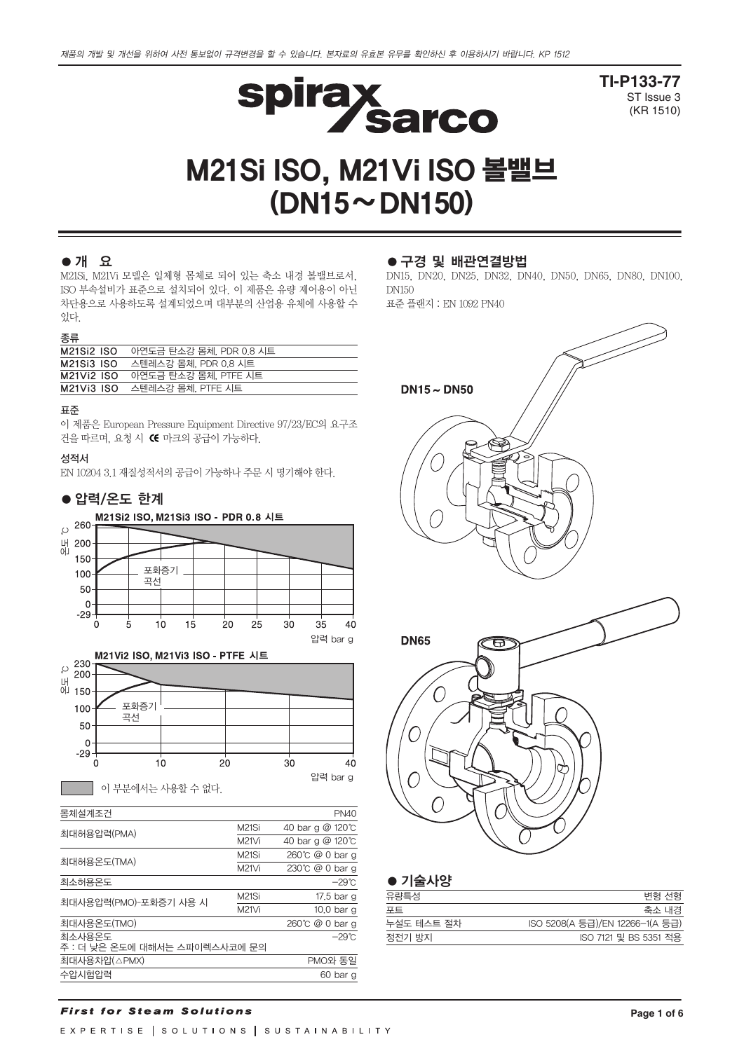제품의 개발 및 개선을 위하여 사전 통보없이 규격변경을 할 수 있습니다. 본자료의 유효본 유무를 확인하신 후 이용하시기 바랍니다. KP 1512

**TI-P133-77**
ST Issue 3
(KR 1510)

# M21Si ISO, M21Vi ISO 볼밸브 (DN15～DN150)

## ● 개 요

M21Si, M21Vi 모델은 일체형 몸체로 되어 있는 축소 내경 볼밸브로서, ISO 부속설비가 표준으로 설치되어 있다. 이 제품은 유량 제어용이 아닌 차단용으로 사용하도록 설계되었으며 대부분의 산업용 유체에 사용할 수 있다.

### 종류

| | |
|---|---|
| M21Si2 ISO | 아연도금 탄소강 몸체, PDR 0.8 시트 |
| M21Si3 ISO | 스텐레스강 몸체, PDR 0.8 시트 |
| M21Vi2 ISO | 아연도금 탄소강 몸체, PTFE 시트 |
| M21Vi3 ISO | 스텐레스강 몸체, PTFE 시트 |

### 표준

이 제품은 European Pressure Equipment Directive 97/23/EC의 요구조건을 따르며, 요청 시 CE 마크의 공급이 가능하다.

### 성적서

EN 10204 3.1 재질성적서의 공급이 가능하나 주문 시 명기해야 한다.

## ● 압력/온도 한계

M21Si2 ISO, M21Si3 ISO - PDR 0.8 시트

M21Vi2 ISO, M21Vi3 ISO - PTFE 시트

이 부분에서는 사용할 수 없다.

| 몸체설계조건 | | PN40 |
|---|---|---|
| 최대허용압력(PMA) | M21Si | 40 bar g @ 120℃ |
| | M21Vi | 40 bar g @ 120℃ |
| 최대허용온도(TMA) | M21Si | 260℃ @ 0 bar g |
| | M21Vi | 230℃ @ 0 bar g |
| 최소허용온도 | | −29℃ |
| 최대사용압력(PMO)-포화증기 사용 시 | M21Si | 17.5 bar g |
| | M21Vi | 10.0 bar g |
| 최대사용온도(TMO) | | 260℃ @ 0 bar g |
| 최소사용온도<br>주 : 더 낮은 온도에 대해서는 스파이렉스사코에 문의 | | −29℃ |
| 최대사용차압(△PMX) | | PMO와 동일 |
| 수압시험압력 | | 60 bar g |

## ● 구경 및 배관연결방법

DN15, DN20, DN25, DN32, DN40, DN50, DN65, DN80, DN100, DN150

표준 플랜지 : EN 1092 PN40

DN15 ~ DN50

DN65

## ● 기술사양

| | |
|---|---|
| 유량특성 | 변형 선형 |
| 포트 | 축소 내경 |
| 누설도 테스트 절차 | ISO 5208(A 등급)/EN 12266–1(A 등급) |
| 정전기 방지 | ISO 7121 및 BS 5351 적용 |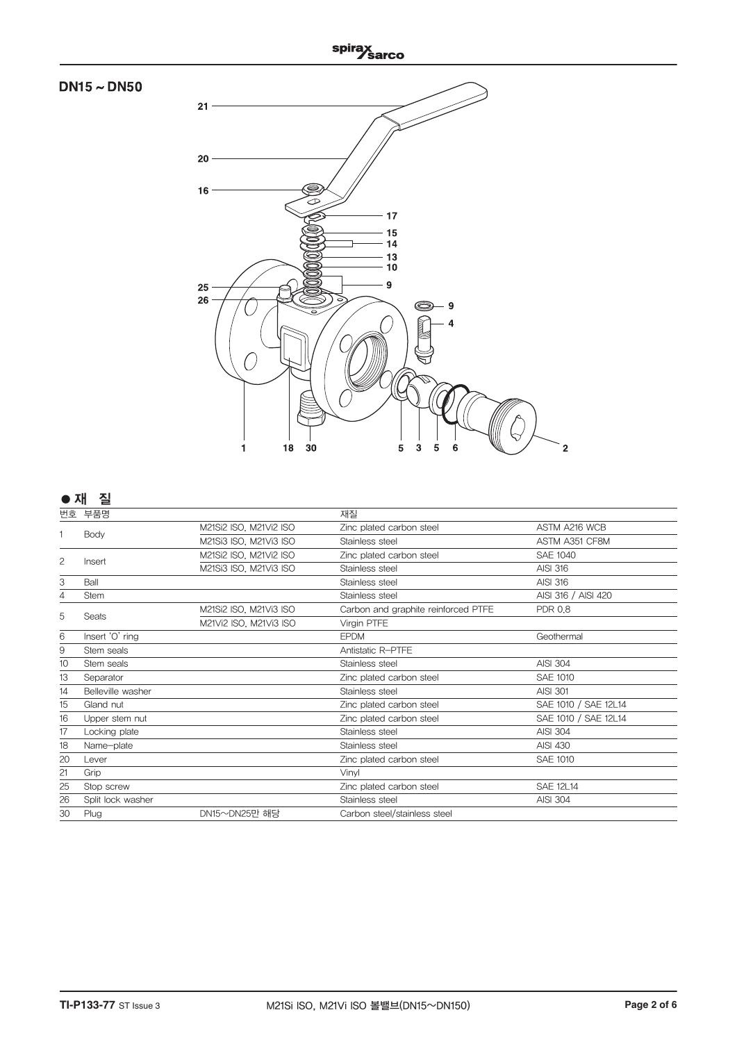## DN15 ~ DN50

## ● 재 질

| 번호 | 부품명 | | 재질 | |
|---|---|---|---|---|
| 1 | Body | M21Si2 ISO, M21Vi2 ISO | Zinc plated carbon steel | ASTM A216 WCB |
| | | M21Si3 ISO, M21Vi3 ISO | Stainless steel | ASTM A351 CF8M |
| 2 | Insert | M21Si2 ISO, M21Vi2 ISO | Zinc plated carbon steel | SAE 1040 |
| | | M21Si3 ISO, M21Vi3 ISO | Stainless steel | AISI 316 |
| 3 | Ball | | Stainless steel | AISI 316 |
| 4 | Stem | | Stainless steel | AISI 316 / AISI 420 |
| 5 | Seats | M21Si2 ISO, M21Vi3 ISO | Carbon and graphite reinforced PTFE | PDR 0.8 |
| | | M21Vi2 ISO, M21Vi3 ISO | Virgin PTFE | |
| 6 | Insert 'O' ring | | EPDM | Geothermal |
| 9 | Stem seals | | Antistatic R-PTFE | |
| 10 | Stem seals | | Stainless steel | AISI 304 |
| 13 | Separator | | Zinc plated carbon steel | SAE 1010 |
| 14 | Belleville washer | | Stainless steel | AISI 301 |
| 15 | Gland nut | | Zinc plated carbon steel | SAE 1010 / SAE 12L14 |
| 16 | Upper stem nut | | Zinc plated carbon steel | SAE 1010 / SAE 12L14 |
| 17 | Locking plate | | Stainless steel | AISI 304 |
| 18 | Name-plate | | Stainless steel | AISI 430 |
| 20 | Lever | | Zinc plated carbon steel | SAE 1010 |
| 21 | Grip | | Vinyl | |
| 25 | Stop screw | | Zinc plated carbon steel | SAE 12L14 |
| 26 | Split lock washer | | Stainless steel | AISI 304 |
| 30 | Plug | DN15~DN25만 해당 | Carbon steel/stainless steel | |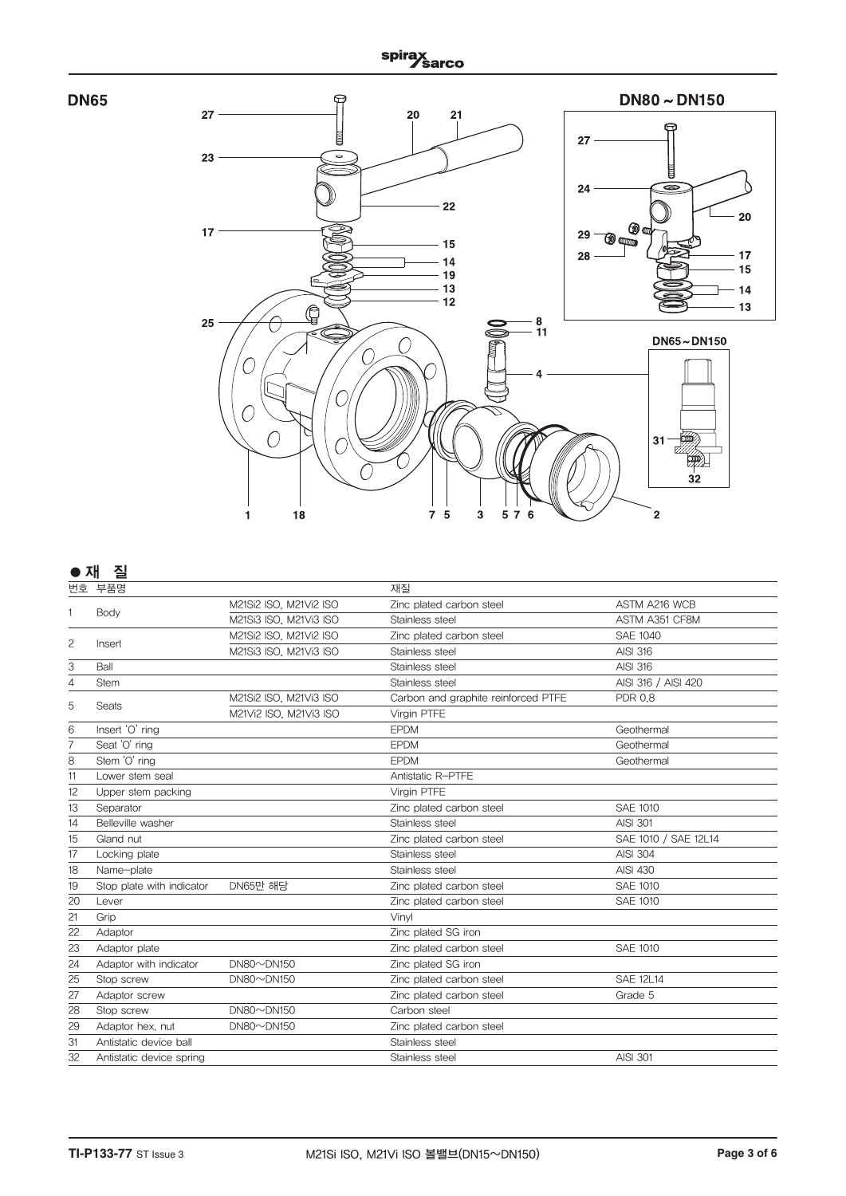**DN65**

**DN80 ~ DN150**

**DN65 ~ DN150**

## ● 재 질

| 번호 | 부품명 | | 재질 | |
|---|---|---|---|---|
| 1 | Body | M21Si2 ISO, M21Vi2 ISO | Zinc plated carbon steel | ASTM A216 WCB |
| | | M21Si3 ISO, M21Vi3 ISO | Stainless steel | ASTM A351 CF8M |
| 2 | Insert | M21Si2 ISO, M21Vi2 ISO | Zinc plated carbon steel | SAE 1040 |
| | | M21Si3 ISO, M21Vi3 ISO | Stainless steel | AISI 316 |
| 3 | Ball | | Stainless steel | AISI 316 |
| 4 | Stem | | Stainless steel | AISI 316 / AISI 420 |
| 5 | Seats | M21Si2 ISO, M21Vi3 ISO | Carbon and graphite reinforced PTFE | PDR 0.8 |
| | | M21Vi2 ISO, M21Vi3 ISO | Virgin PTFE | |
| 6 | Insert 'O' ring | | EPDM | Geothermal |
| 7 | Seat 'O' ring | | EPDM | Geothermal |
| 8 | Stem 'O' ring | | EPDM | Geothermal |
| 11 | Lower stem seal | | Antistatic R-PTFE | |
| 12 | Upper stem packing | | Virgin PTFE | |
| 13 | Separator | | Zinc plated carbon steel | SAE 1010 |
| 14 | Belleville washer | | Stainless steel | AISI 301 |
| 15 | Gland nut | | Zinc plated carbon steel | SAE 1010 / SAE 12L14 |
| 17 | Locking plate | | Stainless steel | AISI 304 |
| 18 | Name-plate | | Stainless steel | AISI 430 |
| 19 | Stop plate with indicator | DN65만 해당 | Zinc plated carbon steel | SAE 1010 |
| 20 | Lever | | Zinc plated carbon steel | SAE 1010 |
| 21 | Grip | | Vinyl | |
| 22 | Adaptor | | Zinc plated SG iron | |
| 23 | Adaptor plate | | Zinc plated carbon steel | SAE 1010 |
| 24 | Adaptor with indicator | DN80~DN150 | Zinc plated SG iron | |
| 25 | Stop screw | DN80~DN150 | Zinc plated carbon steel | SAE 12L14 |
| 27 | Adaptor screw | | Zinc plated carbon steel | Grade 5 |
| 28 | Stop screw | DN80~DN150 | Carbon steel | |
| 29 | Adaptor hex. nut | DN80~DN150 | Zinc plated carbon steel | |
| 31 | Antistatic device ball | | Stainless steel | |
| 32 | Antistatic device spring | | Stainless steel | AISI 301 |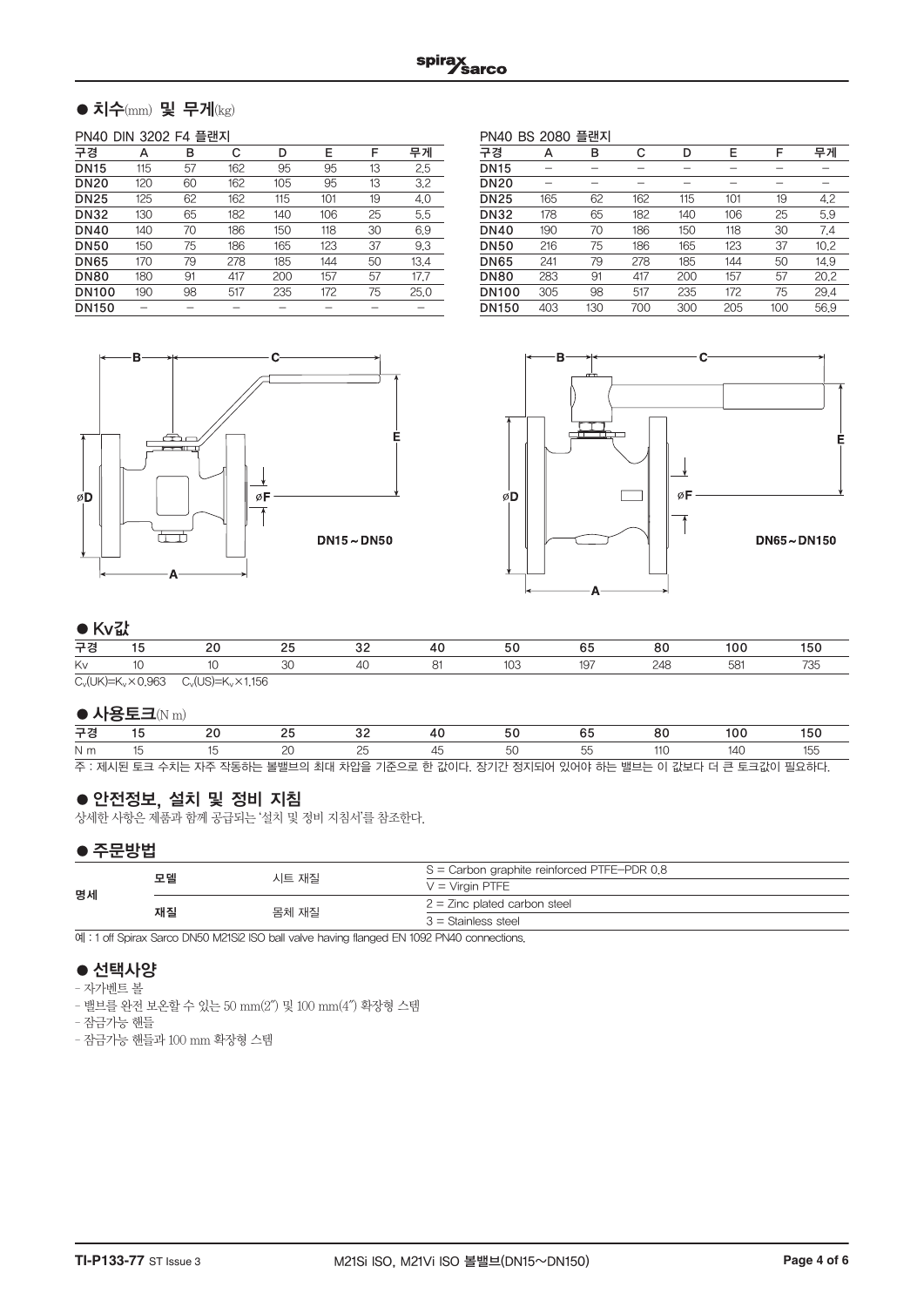## ● 치수(mm) 및 무게(kg)

PN40 DIN 3202 F4 플랜지

| 구경 | A | B | C | D | E | F | 무게 |
|---|---|---|---|---|---|---|---|
| DN15 | 115 | 57 | 162 | 95 | 95 | 13 | 2.5 |
| DN20 | 120 | 60 | 162 | 105 | 95 | 13 | 3.2 |
| DN25 | 125 | 62 | 162 | 115 | 101 | 19 | 4.0 |
| DN32 | 130 | 65 | 182 | 140 | 106 | 25 | 5.5 |
| DN40 | 140 | 70 | 186 | 150 | 118 | 30 | 6.9 |
| DN50 | 150 | 75 | 186 | 165 | 123 | 37 | 9.3 |
| DN65 | 170 | 79 | 278 | 185 | 144 | 50 | 13.4 |
| DN80 | 180 | 91 | 417 | 200 | 157 | 57 | 17.7 |
| DN100 | 190 | 98 | 517 | 235 | 172 | 75 | 25.0 |
| DN150 | – | – | – | – | – | – | – |

PN40 BS 2080 플랜지

| 구경 | A | B | C | D | E | F | 무게 |
|---|---|---|---|---|---|---|---|
| DN15 | – | – | – | – | – | – | – |
| DN20 | – | – | – | – | – | – | – |
| DN25 | 165 | 62 | 162 | 115 | 101 | 19 | 4.2 |
| DN32 | 178 | 65 | 182 | 140 | 106 | 25 | 5.9 |
| DN40 | 190 | 70 | 186 | 150 | 118 | 30 | 7.4 |
| DN50 | 216 | 75 | 186 | 165 | 123 | 37 | 10.2 |
| DN65 | 241 | 79 | 278 | 185 | 144 | 50 | 14.9 |
| DN80 | 283 | 91 | 417 | 200 | 157 | 57 | 20.2 |
| DN100 | 305 | 98 | 517 | 235 | 172 | 75 | 29.4 |
| DN150 | 403 | 130 | 700 | 300 | 205 | 100 | 56.9 |

DN15～DN50

DN65～DN150

## ● Kv값

| 구경 | 15 | 20 | 25 | 32 | 40 | 50 | 65 | 80 | 100 | 150 |
|---|---|---|---|---|---|---|---|---|---|---|
| Kv | 10 | 10 | 30 | 40 | 81 | 103 | 197 | 248 | 581 | 735 |

$C_v(UK)=K_v \times 0.963$ $C_v(US)=K_v \times 1.156$

## ● 사용토크(N m)

| 구경 | 15 | 20 | 25 | 32 | 40 | 50 | 65 | 80 | 100 | 150 |
|---|---|---|---|---|---|---|---|---|---|---|
| N m | 15 | 15 | 20 | 25 | 45 | 50 | 55 | 110 | 140 | 155 |

주 : 제시된 토크 수치는 자주 작동하는 볼밸브의 최대 차압을 기준으로 한 값이다. 장기간 정지되어 있어야 하는 밸브는 이 값보다 더 큰 토크값이 필요하다.

## ● 안전정보, 설치 및 정비 지침

상세한 사항은 제품과 함께 공급되는 '설치 및 정비 지침서'를 참조한다.

## ● 주문방법

| 명세 | | | |
|---|---|---|---|
| 명세 | 모델 | 시트 재질 | S = Carbon graphite reinforced PTFE-PDR 0.8 |
| | | | V = Virgin PTFE |
| | 재질 | 몸체 재질 | 2 = Zinc plated carbon steel |
| | | | 3 = Stainless steel |

예 : 1 off Spirax Sarco DN50 M21Si2 ISO ball valve having flanged EN 1092 PN40 connections.

## ● 선택사양

- 자가벤트 볼
- 밸브를 완전 보온할 수 있는 50 mm(2″) 및 100 mm(4″) 확장형 스템
- 잠금가능 핸들
- 잠금가능 핸들과 100 mm 확장형 스템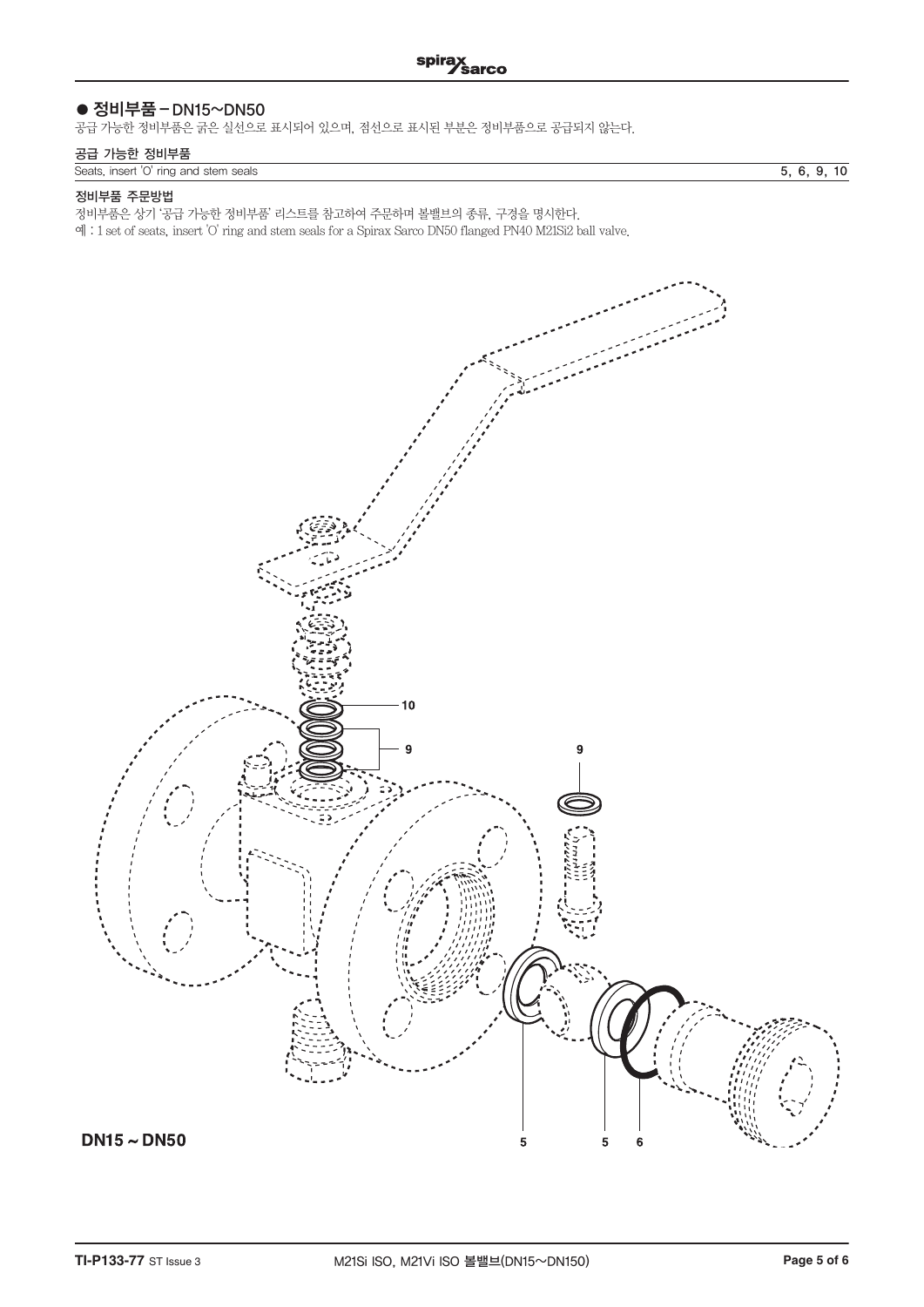## ● 정비부품 – DN15~DN50

공급 가능한 정비부품은 굵은 실선으로 표시되어 있으며, 점선으로 표시된 부분은 정비부품으로 공급되지 않는다.

### 공급 가능한 정비부품

| | |
|---|---|
| Seats, insert 'O' ring and stem seals | 5, 6, 9, 10 |

### 정비부품 주문방법

정비부품은 상기 '공급 가능한 정비부품' 리스트를 참고하여 주문하며 볼밸브의 종류, 구경을 명시한다.

예 : 1 set of seats, insert 'O' ring and stem seals for a Spirax Sarco DN50 flanged PN40 M21Si2 ball valve.

10

9

9

5

5

6

**DN15 ~ DN50**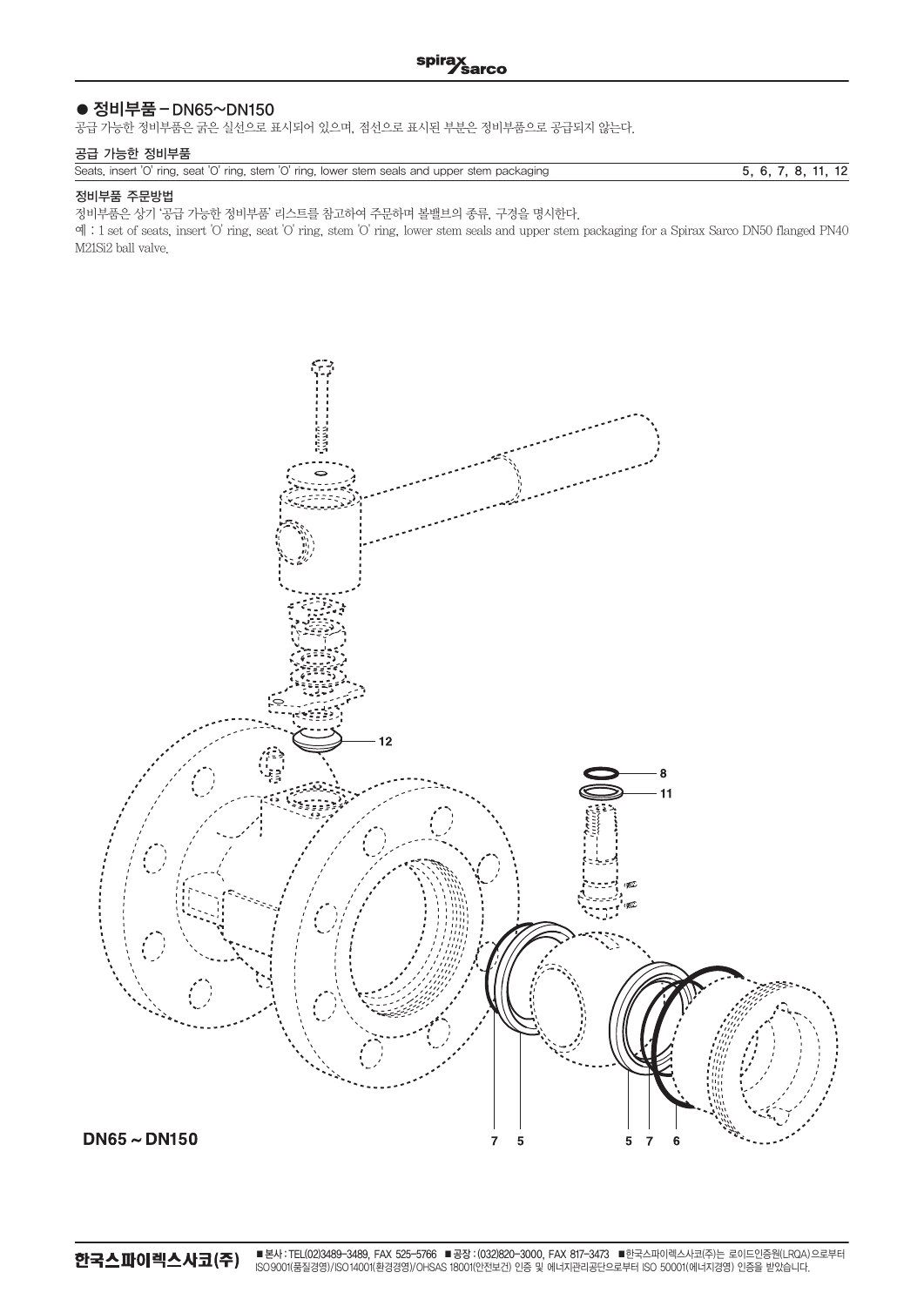## ● 정비부품 – DN65~DN150

공급 가능한 정비부품은 굵은 실선으로 표시되어 있으며, 점선으로 표시된 부분은 정비부품으로 공급되지 않는다.

### 공급 가능한 정비부품

| | |
|---|---|
| Seats, insert 'O' ring, seat 'O' ring, stem 'O' ring, lower stem seals and upper stem packaging | 5, 6, 7, 8, 11, 12 |

### 정비부품 주문방법

정비부품은 상기 '공급 가능한 정비부품' 리스트를 참고하여 주문하며 볼밸브의 종류, 구경을 명시한다.

예 : 1 set of seats, insert 'O' ring, seat 'O' ring, stem 'O' ring, lower stem seals and upper stem packaging for a Spirax Sarco DN50 flanged PN40 M21Si2 ball valve.

12

8

11

7 5 5 7 6

**DN65 ~ DN150**

**한국스파이렉스사코(주)** ■ 본사 : TEL(02)3489-3489, FAX 525-5766 ■ 공장 : (032)820-3000, FAX 817-3473 ■ 한국스파이렉스사코(주)는 로이드인증원(LRQA)으로부터 ISO9001(품질경영)/ISO14001(환경경영)/OHSAS 18001(안전보건) 인증 및 에너지관리공단으로부터 ISO 50001(에너지경영) 인증을 받았습니다.